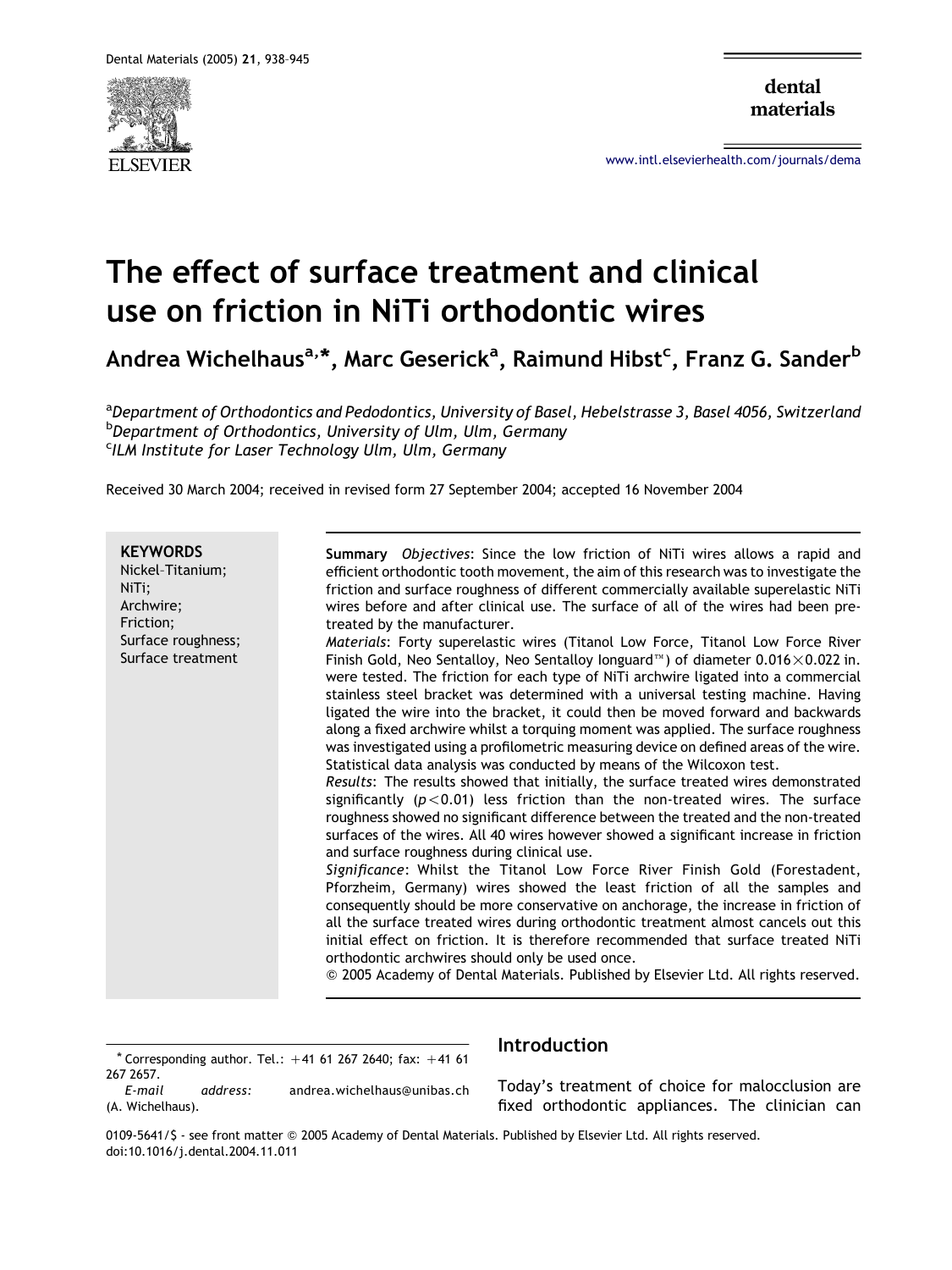# The effect of surface treatment and clinical use on friction in NiTi orthodontic wires

**Andrea Wichelhaus[a,*], Marc Geserick[a], Raimund Hibst[c], Franz G. Sander[b]**

[a] *Department of Orthodontics and Pedodontics, University of Basel, Hebelstrasse 3, Basel 4056, Switzerland*
[b] *Department of Orthodontics, University of Ulm, Ulm, Germany*
[c] *ILM Institute for Laser Technology Ulm, Ulm, Germany*

Received 30 March 2004; received in revised form 27 September 2004; accepted 16 November 2004

**KEYWORDS**
Nickel–Titanium;
NiTi;
Archwire;
Friction;
Surface roughness;
Surface treatment

**Summary** *Objectives*: Since the low friction of NiTi wires allows a rapid and efficient orthodontic tooth movement, the aim of this research was to investigate the friction and surface roughness of different commercially available superelastic NiTi wires before and after clinical use. The surface of all of the wires had been pre-treated by the manufacturer.

*Materials*: Forty superelastic wires (Titanol Low Force, Titanol Low Force River Finish Gold, Neo Sentalloy, Neo Sentalloy Ionguard™) of diameter 0.016×0.022 in. were tested. The friction for each type of NiTi archwire ligated into a commercial stainless steel bracket was determined with a universal testing machine. Having ligated the wire into the bracket, it could then be moved forward and backwards along a fixed archwire whilst a torquing moment was applied. The surface roughness was investigated using a profilometric measuring device on defined areas of the wire. Statistical data analysis was conducted by means of the Wilcoxon test.

*Results*: The results showed that initially, the surface treated wires demonstrated significantly ($p<0.01$) less friction than the non-treated wires. The surface roughness showed no significant difference between the treated and the non-treated surfaces of the wires. All 40 wires however showed a significant increase in friction and surface roughness during clinical use.

*Significance*: Whilst the Titanol Low Force River Finish Gold (Forestadent, Pforzheim, Germany) wires showed the least friction of all the samples and consequently should be more conservative on anchorage, the increase in friction of all the surface treated wires during orthodontic treatment almost cancels out this initial effect on friction. It is therefore recommended that surface treated NiTi orthodontic archwires should only be used once.

© 2005 Academy of Dental Materials. Published by Elsevier Ltd. All rights reserved.

## Introduction

Today's treatment of choice for malocclusion are fixed orthodontic appliances. The clinician can

* Corresponding author. Tel.: +41 61 267 2640; fax: +41 61 267 2657.
*E-mail address*: andrea.wichelhaus@unibas.ch (A. Wichelhaus).

0109-5641/$ - see front matter © 2005 Academy of Dental Materials. Published by Elsevier Ltd. All rights reserved.
doi:10.1016/j.dental.2004.11.011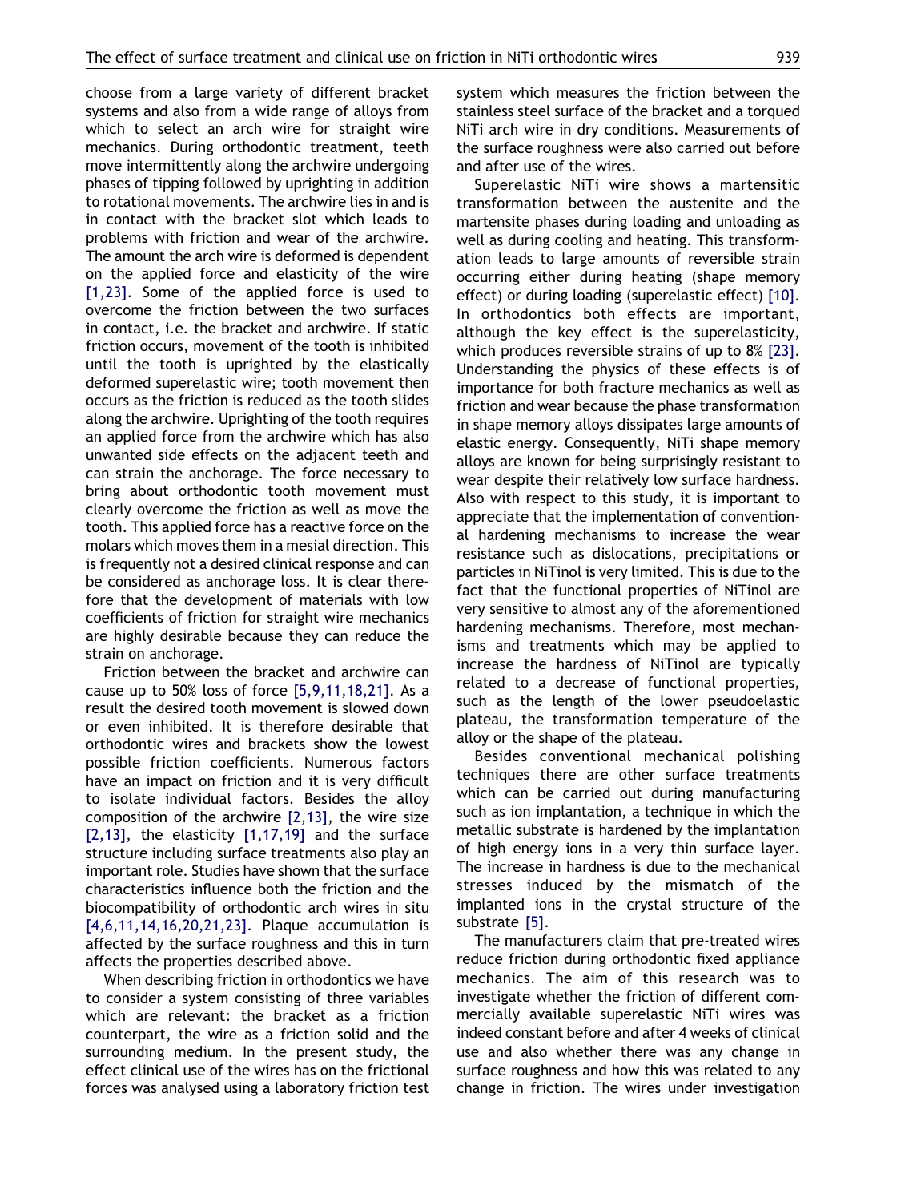choose from a large variety of different bracket systems and also from a wide range of alloys from which to select an arch wire for straight wire mechanics. During orthodontic treatment, teeth move intermittently along the archwire undergoing phases of tipping followed by uprighting in addition to rotational movements. The archwire lies in and is in contact with the bracket slot which leads to problems with friction and wear of the archwire. The amount the arch wire is deformed is dependent on the applied force and elasticity of the wire [1,23]. Some of the applied force is used to overcome the friction between the two surfaces in contact, i.e. the bracket and archwire. If static friction occurs, movement of the tooth is inhibited until the tooth is uprighted by the elastically deformed superelastic wire; tooth movement then occurs as the friction is reduced as the tooth slides along the archwire. Uprighting of the tooth requires an applied force from the archwire which has also unwanted side effects on the adjacent teeth and can strain the anchorage. The force necessary to bring about orthodontic tooth movement must clearly overcome the friction as well as move the tooth. This applied force has a reactive force on the molars which moves them in a mesial direction. This is frequently not a desired clinical response and can be considered as anchorage loss. It is clear therefore that the development of materials with low coefficients of friction for straight wire mechanics are highly desirable because they can reduce the strain on anchorage.

Friction between the bracket and archwire can cause up to 50% loss of force [5,9,11,18,21]. As a result the desired tooth movement is slowed down or even inhibited. It is therefore desirable that orthodontic wires and brackets show the lowest possible friction coefficients. Numerous factors have an impact on friction and it is very difficult to isolate individual factors. Besides the alloy composition of the archwire [2,13], the wire size [2,13], the elasticity [1,17,19] and the surface structure including surface treatments also play an important role. Studies have shown that the surface characteristics influence both the friction and the biocompatibility of orthodontic arch wires in situ [4,6,11,14,16,20,21,23]. Plaque accumulation is affected by the surface roughness and this in turn affects the properties described above.

When describing friction in orthodontics we have to consider a system consisting of three variables which are relevant: the bracket as a friction counterpart, the wire as a friction solid and the surrounding medium. In the present study, the effect clinical use of the wires has on the frictional forces was analysed using a laboratory friction test system which measures the friction between the stainless steel surface of the bracket and a torqued NiTi arch wire in dry conditions. Measurements of the surface roughness were also carried out before and after use of the wires.

Superelastic NiTi wire shows a martensitic transformation between the austenite and the martensite phases during loading and unloading as well as during cooling and heating. This transformation leads to large amounts of reversible strain occurring either during heating (shape memory effect) or during loading (superelastic effect) [10]. In orthodontics both effects are important, although the key effect is the superelasticity, which produces reversible strains of up to 8% [23]. Understanding the physics of these effects is of importance for both fracture mechanics as well as friction and wear because the phase transformation in shape memory alloys dissipates large amounts of elastic energy. Consequently, NiTi shape memory alloys are known for being surprisingly resistant to wear despite their relatively low surface hardness. Also with respect to this study, it is important to appreciate that the implementation of conventional hardening mechanisms to increase the wear resistance such as dislocations, precipitations or particles in NiTinol is very limited. This is due to the fact that the functional properties of NiTinol are very sensitive to almost any of the aforementioned hardening mechanisms. Therefore, most mechanisms and treatments which may be applied to increase the hardness of NiTinol are typically related to a decrease of functional properties, such as the length of the lower pseudoelastic plateau, the transformation temperature of the alloy or the shape of the plateau.

Besides conventional mechanical polishing techniques there are other surface treatments which can be carried out during manufacturing such as ion implantation, a technique in which the metallic substrate is hardened by the implantation of high energy ions in a very thin surface layer. The increase in hardness is due to the mechanical stresses induced by the mismatch of the implanted ions in the crystal structure of the substrate [5].

The manufacturers claim that pre-treated wires reduce friction during orthodontic fixed appliance mechanics. The aim of this research was to investigate whether the friction of different commercially available superelastic NiTi wires was indeed constant before and after 4 weeks of clinical use and also whether there was any change in surface roughness and how this was related to any change in friction. The wires under investigation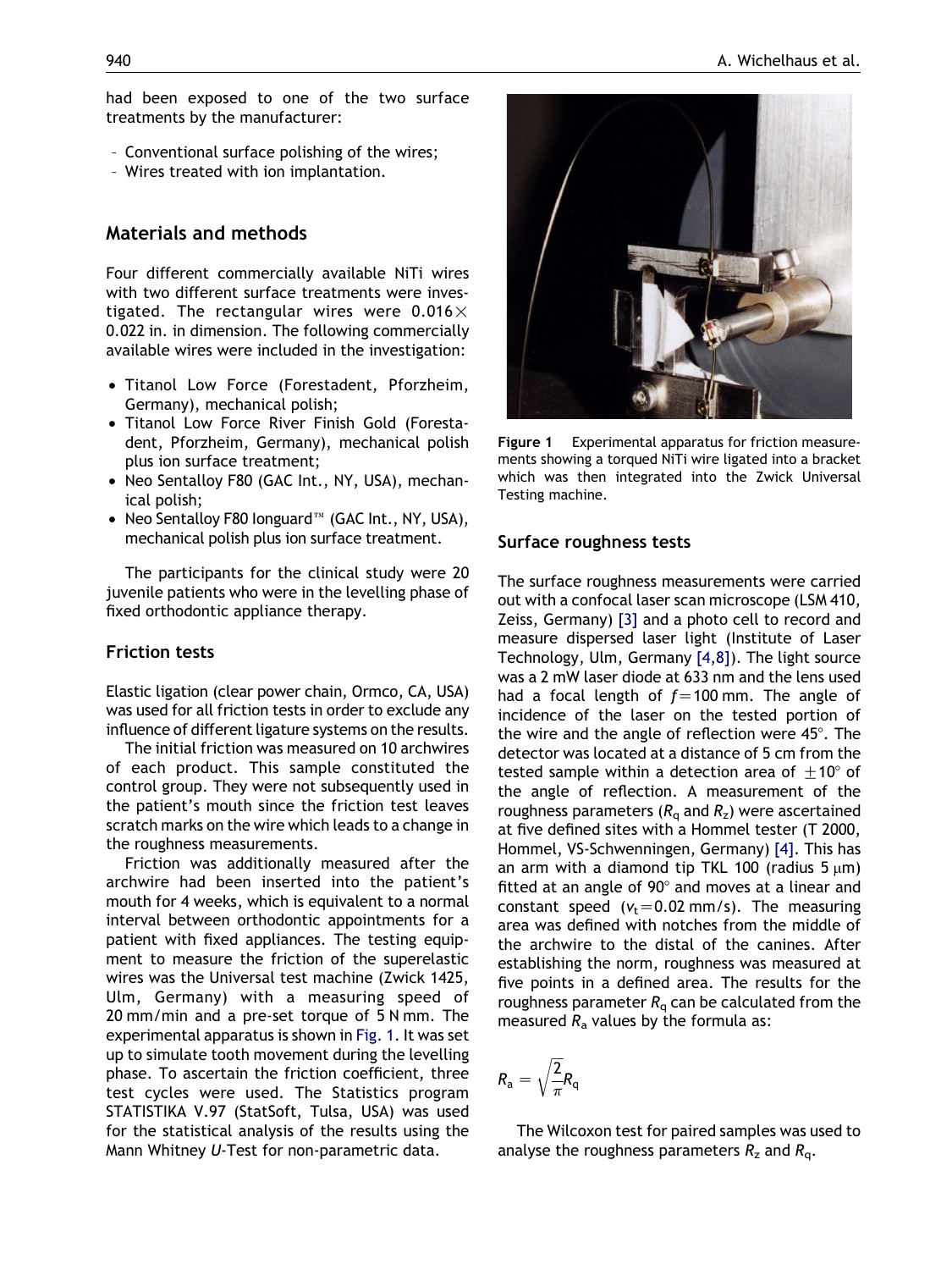had been exposed to one of the two surface treatments by the manufacturer:

- Conventional surface polishing of the wires;
- Wires treated with ion implantation.

## Materials and methods

Four different commercially available NiTi wires with two different surface treatments were investigated. The rectangular wires were 0.016× 0.022 in. in dimension. The following commercially available wires were included in the investigation:

- Titanol Low Force (Forestadent, Pforzheim, Germany), mechanical polish;
- Titanol Low Force River Finish Gold (Forestadent, Pforzheim, Germany), mechanical polish plus ion surface treatment;
- Neo Sentalloy F80 (GAC Int., NY, USA), mechanical polish;
- Neo Sentalloy F80 Ionguard™ (GAC Int., NY, USA), mechanical polish plus ion surface treatment.

The participants for the clinical study were 20 juvenile patients who were in the levelling phase of fixed orthodontic appliance therapy.

### Friction tests

Elastic ligation (clear power chain, Ormco, CA, USA) was used for all friction tests in order to exclude any influence of different ligature systems on the results.

The initial friction was measured on 10 archwires of each product. This sample constituted the control group. They were not subsequently used in the patient's mouth since the friction test leaves scratch marks on the wire which leads to a change in the roughness measurements.

Friction was additionally measured after the archwire had been inserted into the patient's mouth for 4 weeks, which is equivalent to a normal interval between orthodontic appointments for a patient with fixed appliances. The testing equipment to measure the friction of the superelastic wires was the Universal test machine (Zwick 1425, Ulm, Germany) with a measuring speed of 20 mm/min and a pre-set torque of 5 N mm. The experimental apparatus is shown in Fig. 1. It was set up to simulate tooth movement during the levelling phase. To ascertain the friction coefficient, three test cycles were used. The Statistics program STATISTIKA V.97 (StatSoft, Tulsa, USA) was used for the statistical analysis of the results using the Mann Whitney *U*-Test for non-parametric data.

**Figure 1** Experimental apparatus for friction measurements showing a torqued NiTi wire ligated into a bracket which was then integrated into the Zwick Universal Testing machine.

### Surface roughness tests

The surface roughness measurements were carried out with a confocal laser scan microscope (LSM 410, Zeiss, Germany) [3] and a photo cell to record and measure dispersed laser light (Institute of Laser Technology, Ulm, Germany [4,8]). The light source was a 2 mW laser diode at 633 nm and the lens used had a focal length of $f = 100$ mm. The angle of incidence of the laser on the tested portion of the wire and the angle of reflection were 45°. The detector was located at a distance of 5 cm from the tested sample within a detection area of $\pm 10°$ of the angle of reflection. A measurement of the roughness parameters ($R_q$ and $R_z$) were ascertained at five defined sites with a Hommel tester (T 2000, Hommel, VS-Schwenningen, Germany) [4]. This has an arm with a diamond tip TKL 100 (radius 5 μm) fitted at an angle of 90° and moves at a linear and constant speed ($v_t = 0.02$ mm/s). The measuring area was defined with notches from the middle of the archwire to the distal of the canines. After establishing the norm, roughness was measured at five points in a defined area. The results for the roughness parameter $R_q$ can be calculated from the measured $R_a$ values by the formula as:

$$R_a = \sqrt{\frac{2}{\pi}} R_q$$

The Wilcoxon test for paired samples was used to analyse the roughness parameters $R_z$ and $R_q$.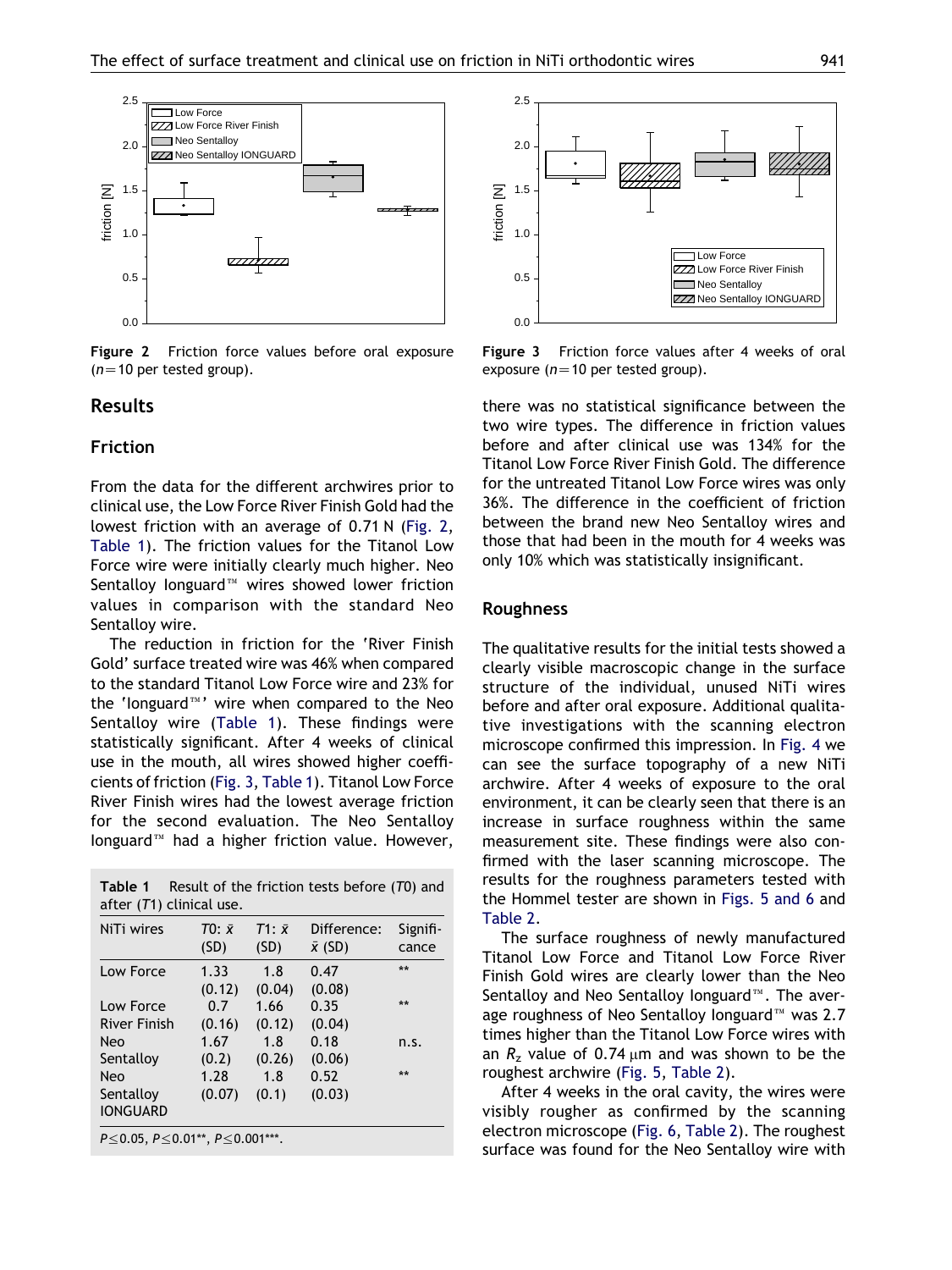Figure 2 Friction force values before oral exposure ($n=10$ per tested group).

Figure 3 Friction force values after 4 weeks of oral exposure ($n=10$ per tested group).

## Results

### Friction

From the data for the different archwires prior to clinical use, the Low Force River Finish Gold had the lowest friction with an average of 0.71 N (Fig. 2, Table 1). The friction values for the Titanol Low Force wire were initially clearly much higher. Neo Sentalloy Ionguard™ wires showed lower friction values in comparison with the standard Neo Sentalloy wire.

The reduction in friction for the 'River Finish Gold' surface treated wire was 46% when compared to the standard Titanol Low Force wire and 23% for the 'Ionguard™' wire when compared to the Neo Sentalloy wire (Table 1). These findings were statistically significant. After 4 weeks of clinical use in the mouth, all wires showed higher coefficients of friction (Fig. 3, Table 1). Titanol Low Force River Finish wires had the lowest average friction for the second evaluation. The Neo Sentalloy Ionguard™ had a higher friction value. However, there was no statistical significance between the two wire types. The difference in friction values before and after clinical use was 134% for the Titanol Low Force River Finish Gold. The difference for the untreated Titanol Low Force wires was only 36%. The difference in the coefficient of friction between the brand new Neo Sentalloy wires and those that had been in the mouth for 4 weeks was only 10% which was statistically insignificant.

**Table 1** Result of the friction tests before ($T0$) and after ($T1$) clinical use.

| NiTi wires | $T0$: $\bar{x}$ (SD) | $T1$: $\bar{x}$ (SD) | Difference: $\bar{x}$ (SD) | Significance |
|---|---|---|---|---|
| Low Force | 1.33 (0.12) | 1.8 (0.04) | 0.47 (0.08) | ** |
| Low Force River Finish | 0.7 (0.16) | 1.66 (0.12) | 0.35 (0.04) | ** |
| Neo Sentalloy | 1.67 (0.2) | 1.8 (0.26) | 0.18 (0.06) | n.s. |
| Neo Sentalloy IONGUARD | 1.28 (0.07) | 1.8 (0.1) | 0.52 (0.03) | ** |

$P \leq 0.05$, $P \leq 0.01$**, $P \leq 0.001$***.

### Roughness

The qualitative results for the initial tests showed a clearly visible macroscopic change in the surface structure of the individual, unused NiTi wires before and after oral exposure. Additional qualitative investigations with the scanning electron microscope confirmed this impression. In Fig. 4 we can see the surface topography of a new NiTi archwire. After 4 weeks of exposure to the oral environment, it can be clearly seen that there is an increase in surface roughness within the same measurement site. These findings were also confirmed with the laser scanning microscope. The results for the roughness parameters tested with the Hommel tester are shown in Figs. 5 and 6 and Table 2.

The surface roughness of newly manufactured Titanol Low Force and Titanol Low Force River Finish Gold wires are clearly lower than the Neo Sentalloy and Neo Sentalloy Ionguard™. The average roughness of Neo Sentalloy Ionguard™ was 2.7 times higher than the Titanol Low Force wires with an $R_z$ value of 0.74 μm and was shown to be the roughest archwire (Fig. 5, Table 2).

After 4 weeks in the oral cavity, the wires were visibly rougher as confirmed by the scanning electron microscope (Fig. 6, Table 2). The roughest surface was found for the Neo Sentalloy wire with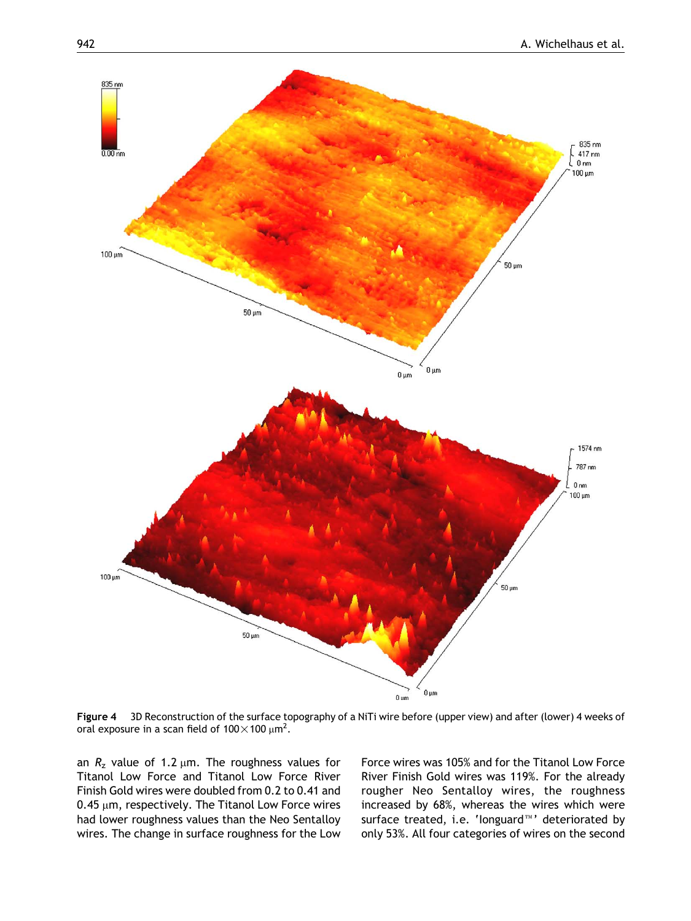Figure 4 3D Reconstruction of the surface topography of a NiTi wire before (upper view) and after (lower) 4 weeks of oral exposure in a scan field of $100 \times 100\ \mu m^2$.

an $R_z$ value of 1.2 μm. The roughness values for Titanol Low Force and Titanol Low Force River Finish Gold wires were doubled from 0.2 to 0.41 and 0.45 μm, respectively. The Titanol Low Force wires had lower roughness values than the Neo Sentalloy wires. The change in surface roughness for the Low Force wires was 105% and for the Titanol Low Force River Finish Gold wires was 119%. For the already rougher Neo Sentalloy wires, the roughness increased by 68%, whereas the wires which were surface treated, i.e. 'Ionguard™' deteriorated by only 53%. All four categories of wires on the second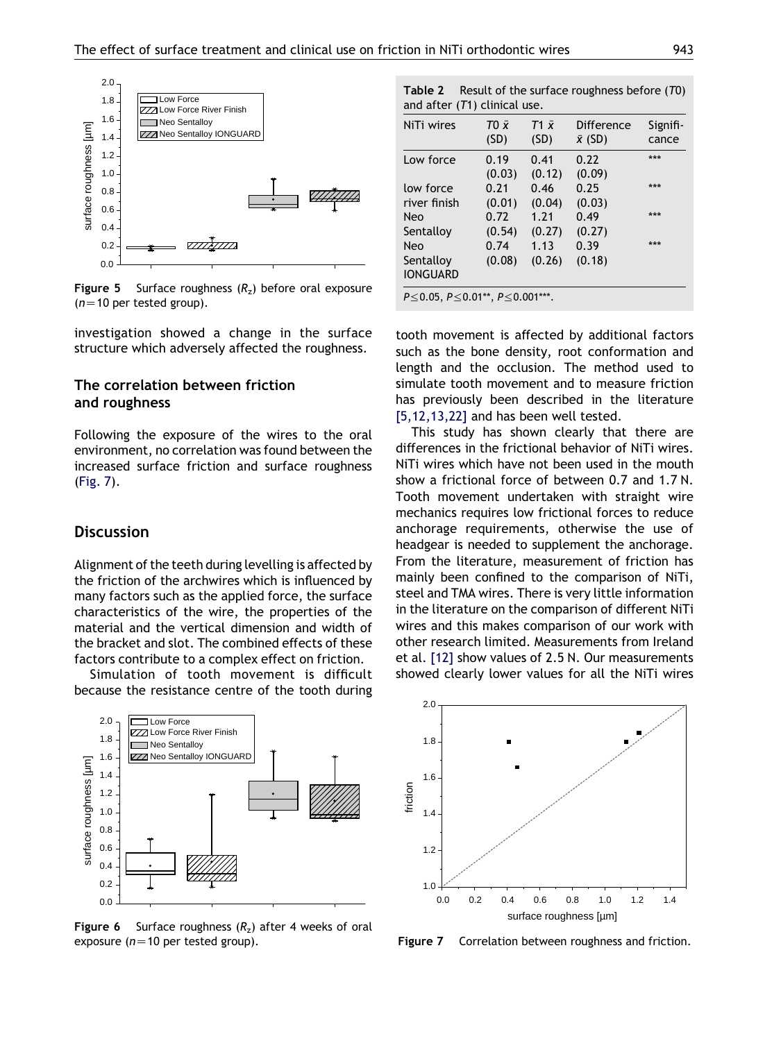Figure 5 Surface roughness ($R_z$) before oral exposure ($n=10$ per tested group).

investigation showed a change in the surface structure which adversely affected the roughness.

## The correlation between friction and roughness

Following the exposure of the wires to the oral environment, no correlation was found between the increased surface friction and surface roughness (Fig. 7).

## Discussion

Alignment of the teeth during levelling is affected by the friction of the archwires which is influenced by many factors such as the applied force, the surface characteristics of the wire, the properties of the material and the vertical dimension and width of the bracket and slot. The combined effects of these factors contribute to a complex effect on friction.

Simulation of tooth movement is difficult because the resistance centre of the tooth during tooth movement is affected by additional factors such as the bone density, root conformation and length and the occlusion. The method used to simulate tooth movement and to measure friction has previously been described in the literature [5,12,13,22] and has been well tested.

This study has shown clearly that there are differences in the frictional behavior of NiTi wires. NiTi wires which have not been used in the mouth show a frictional force of between 0.7 and 1.7 N. Tooth movement undertaken with straight wire mechanics requires low frictional forces to reduce anchorage requirements, otherwise the use of headgear is needed to supplement the anchorage. From the literature, measurement of friction has mainly been confined to the comparison of NiTi, steel and TMA wires. There is very little information in the literature on the comparison of different NiTi wires and this makes comparison of our work with other research limited. Measurements from Ireland et al. [12] show values of 2.5 N. Our measurements showed clearly lower values for all the NiTi wires

**Table 2** Result of the surface roughness before ($T0$) and after ($T1$) clinical use.

| NiTi wires | $T0$ $\bar{x}$ (SD) | $T1$ $\bar{x}$ (SD) | Difference $\bar{x}$ (SD) | Significance |
|---|---|---|---|---|
| Low force | 0.19 (0.03) | 0.41 (0.12) | 0.22 (0.09) | *** |
| low force river finish | 0.21 (0.01) | 0.46 (0.04) | 0.25 (0.03) | *** |
| Neo Sentalloy | 0.72 (0.54) | 1.21 (0.27) | 0.49 (0.27) | *** |
| Neo Sentalloy IONGUARD | 0.74 (0.08) | 1.13 (0.26) | 0.39 (0.18) | *** |

$P \leq 0.05$, $P \leq 0.01$**, $P \leq 0.001$***.

Figure 6 Surface roughness ($R_z$) after 4 weeks of oral exposure ($n=10$ per tested group).

Figure 7 Correlation between roughness and friction.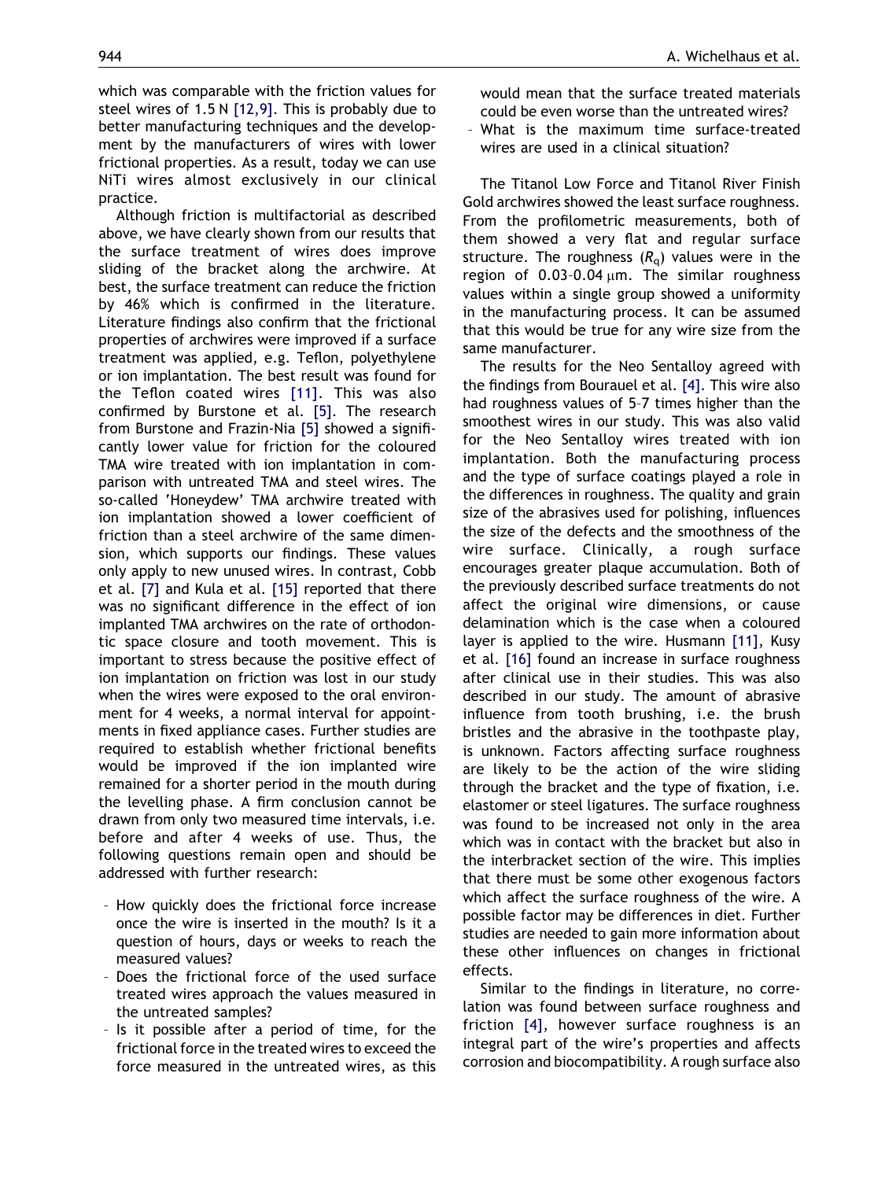which was comparable with the friction values for steel wires of 1.5 N [12,9]. This is probably due to better manufacturing techniques and the development by the manufacturers of wires with lower frictional properties. As a result, today we can use NiTi wires almost exclusively in our clinical practice.

Although friction is multifactorial as described above, we have clearly shown from our results that the surface treatment of wires does improve sliding of the bracket along the archwire. At best, the surface treatment can reduce the friction by 46% which is confirmed in the literature. Literature findings also confirm that the frictional properties of archwires were improved if a surface treatment was applied, e.g. Teflon, polyethylene or ion implantation. The best result was found for the Teflon coated wires [11]. This was also confirmed by Burstone et al. [5]. The research from Burstone and Frazin-Nia [5] showed a significantly lower value for friction for the coloured TMA wire treated with ion implantation in comparison with untreated TMA and steel wires. The so-called 'Honeydew' TMA archwire treated with ion implantation showed a lower coefficient of friction than a steel archwire of the same dimension, which supports our findings. These values only apply to new unused wires. In contrast, Cobb et al. [7] and Kula et al. [15] reported that there was no significant difference in the effect of ion implanted TMA archwires on the rate of orthodontic space closure and tooth movement. This is important to stress because the positive effect of ion implantation on friction was lost in our study when the wires were exposed to the oral environment for 4 weeks, a normal interval for appointments in fixed appliance cases. Further studies are required to establish whether frictional benefits would be improved if the ion implanted wire remained for a shorter period in the mouth during the levelling phase. A firm conclusion cannot be drawn from only two measured time intervals, i.e. before and after 4 weeks of use. Thus, the following questions remain open and should be addressed with further research:

- How quickly does the frictional force increase once the wire is inserted in the mouth? Is it a question of hours, days or weeks to reach the measured values?
- Does the frictional force of the used surface treated wires approach the values measured in the untreated samples?
- Is it possible after a period of time, for the frictional force in the treated wires to exceed the force measured in the untreated wires, as this would mean that the surface treated materials could be even worse than the untreated wires?
- What is the maximum time surface-treated wires are used in a clinical situation?

The Titanol Low Force and Titanol River Finish Gold archwires showed the least surface roughness. From the profilometric measurements, both of them showed a very flat and regular surface structure. The roughness ($R_q$) values were in the region of 0.03–0.04 μm. The similar roughness values within a single group showed a uniformity in the manufacturing process. It can be assumed that this would be true for any wire size from the same manufacturer.

The results for the Neo Sentalloy agreed with the findings from Bourauel et al. [4]. This wire also had roughness values of 5–7 times higher than the smoothest wires in our study. This was also valid for the Neo Sentalloy wires treated with ion implantation. Both the manufacturing process and the type of surface coatings played a role in the differences in roughness. The quality and grain size of the abrasives used for polishing, influences the size of the defects and the smoothness of the wire surface. Clinically, a rough surface encourages greater plaque accumulation. Both of the previously described surface treatments do not affect the original wire dimensions, or cause delamination which is the case when a coloured layer is applied to the wire. Husmann [11], Kusy et al. [16] found an increase in surface roughness after clinical use in their studies. This was also described in our study. The amount of abrasive influence from tooth brushing, i.e. the brush bristles and the abrasive in the toothpaste play, is unknown. Factors affecting surface roughness are likely to be the action of the wire sliding through the bracket and the type of fixation, i.e. elastomer or steel ligatures. The surface roughness was found to be increased not only in the area which was in contact with the bracket but also in the interbracket section of the wire. This implies that there must be some other exogenous factors which affect the surface roughness of the wire. A possible factor may be differences in diet. Further studies are needed to gain more information about these other influences on changes in frictional effects.

Similar to the findings in literature, no correlation was found between surface roughness and friction [4], however surface roughness is an integral part of the wire's properties and affects corrosion and biocompatibility. A rough surface also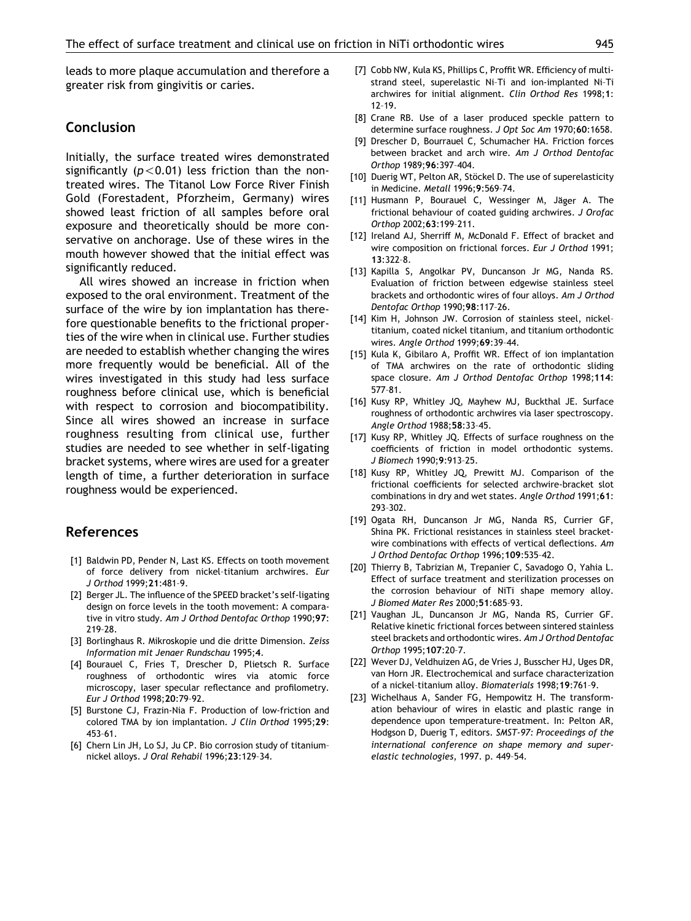leads to more plaque accumulation and therefore a greater risk from gingivitis or caries.

## Conclusion

Initially, the surface treated wires demonstrated significantly ($p < 0.01$) less friction than the non-treated wires. The Titanol Low Force River Finish Gold (Forestadent, Pforzheim, Germany) wires showed least friction of all samples before oral exposure and theoretically should be more conservative on anchorage. Use of these wires in the mouth however showed that the initial effect was significantly reduced.

All wires showed an increase in friction when exposed to the oral environment. Treatment of the surface of the wire by ion implantation has therefore questionable benefits to the frictional properties of the wire when in clinical use. Further studies are needed to establish whether changing the wires more frequently would be beneficial. All of the wires investigated in this study had less surface roughness before clinical use, which is beneficial with respect to corrosion and biocompatibility. Since all wires showed an increase in surface roughness resulting from clinical use, further studies are needed to see whether in self-ligating bracket systems, where wires are used for a greater length of time, a further deterioration in surface roughness would be experienced.

## References

[1] Baldwin PD, Pender N, Last KS. Effects on tooth movement of force delivery from nickel–titanium archwires. *Eur J Orthod* 1999;**21**:481–9.

[2] Berger JL. The influence of the SPEED bracket's self-ligating design on force levels in the tooth movement: A comparative in vitro study. *Am J Orthod Dentofac Orthop* 1990;**97**: 219–28.

[3] Borlinghaus R. Mikroskopie und die dritte Dimension. *Zeiss Information mit Jenaer Rundschau* 1995;**4**.

[4] Bourauel C, Fries T, Drescher D, Plietsch R. Surface roughness of orthodontic wires via atomic force microscopy, laser specular reflectance and profilometry. *Eur J Orthod* 1998;**20**:79–92.

[5] Burstone CJ, Frazin-Nia F. Production of low-friction and colored TMA by ion implantation. *J Clin Orthod* 1995;**29**: 453–61.

[6] Chern Lin JH, Lo SJ, Ju CP. Bio corrosion study of titanium–nickel alloys. *J Oral Rehabil* 1996;**23**:129–34.

[7] Cobb NW, Kula KS, Phillips C, Proffit WR. Efficiency of multistrand steel, superelastic Ni–Ti and ion-implanted Ni–Ti archwires for initial alignment. *Clin Orthod Res* 1998;**1**: 12–19.

[8] Crane RB. Use of a laser produced speckle pattern to determine surface roughness. *J Opt Soc Am* 1970;**60**:1658.

[9] Drescher D, Bourrauel C, Schumacher HA. Friction forces between bracket and arch wire. *Am J Orthod Dentofac Orthop* 1989;**96**:397–404.

[10] Duerig WT, Pelton AR, Stöckel D. The use of superelasticity in Medicine. *Metall* 1996;**9**:569–74.

[11] Husmann P, Bourauel C, Wessinger M, Jäger A. The frictional behaviour of coated guiding archwires. *J Orofac Orthop* 2002;**63**:199–211.

[12] Ireland AJ, Sherriff M, McDonald F. Effect of bracket and wire composition on frictional forces. *Eur J Orthod* 1991; **13**:322–8.

[13] Kapilla S, Angolkar PV, Duncanson Jr MG, Nanda RS. Evaluation of friction between edgewise stainless steel brackets and orthodontic wires of four alloys. *Am J Orthod Dentofac Orthop* 1990;**98**:117–26.

[14] Kim H, Johnson JW. Corrosion of stainless steel, nickel–titanium, coated nickel titanium, and titanium orthodontic wires. *Angle Orthod* 1999;**69**:39–44.

[15] Kula K, Gibilaro A, Proffit WR. Effect of ion implantation of TMA archwires on the rate of orthodontic sliding space closure. *Am J Orthod Dentofac Orthop* 1998;**114**: 577–81.

[16] Kusy RP, Whitley JQ, Mayhew MJ, Buckthal JE. Surface roughness of orthodontic archwires via laser spectroscopy. *Angle Orthod* 1988;**58**:33–45.

[17] Kusy RP, Whitley JQ. Effects of surface roughness on the coefficients of friction in model orthodontic systems. *J Biomech* 1990;**9**:913–25.

[18] Kusy RP, Whitley JQ, Prewitt MJ. Comparison of the frictional coefficients for selected archwire-bracket slot combinations in dry and wet states. *Angle Orthod* 1991;**61**: 293–302.

[19] Ogata RH, Duncanson Jr MG, Nanda RS, Currier GF, Shina PK. Frictional resistances in stainless steel bracket-wire combinations with effects of vertical deflections. *Am J Orthod Dentofac Orthop* 1996;**109**:535–42.

[20] Thierry B, Tabrizian M, Trepanier C, Savadogo O, Yahia L. Effect of surface treatment and sterilization processes on the corrosion behaviour of NiTi shape memory alloy. *J Biomed Mater Res* 2000;**51**:685–93.

[21] Vaughan JL, Duncanson Jr MG, Nanda RS, Currier GF. Relative kinetic frictional forces between sintered stainless steel brackets and orthodontic wires. *Am J Orthod Dentofac Orthop* 1995;**107**:20–7.

[22] Wever DJ, Veldhuizen AG, de Vries J, Busscher HJ, Uges DR, van Horn JR. Electrochemical and surface characterization of a nickel–titanium alloy. *Biomaterials* 1998;**19**:761–9.

[23] Wichelhaus A, Sander FG, Hempowitz H. The transformation behaviour of wires in elastic and plastic range in dependence upon temperature-treatment. In: Pelton AR, Hodgson D, Duerig T, editors. *SMST-97: Proceedings of the international conference on shape memory and superelastic technologies*, 1997. p. 449–54.